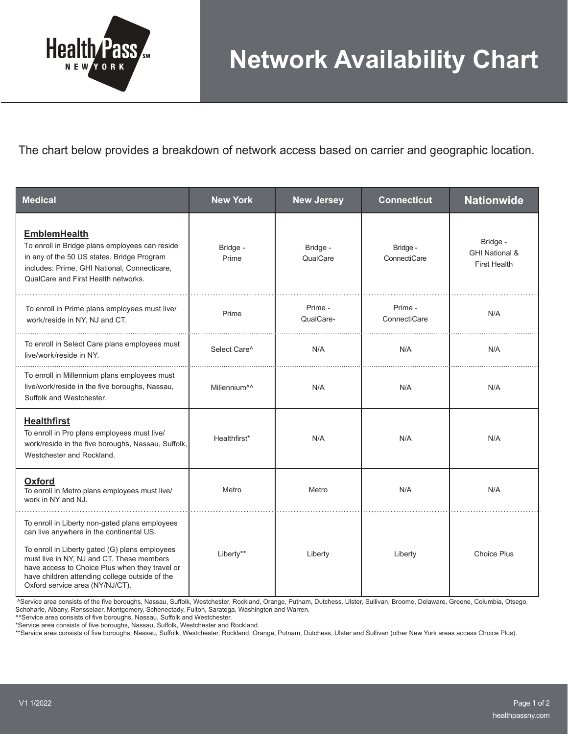# Network Availability Chart

The chart below provides a breakdown of network access based on carrier and geographic location.

| Medical | New York | New Jersey | Connecticut | Nationwide |
|---|---|---|---|---|
| **EmblemHealth**<br>To enroll in Bridge plans employees can reside in any of the 50 US states. Bridge Program includes: Prime, GHI National, Connecticare, QualCare and First Health networks. | Bridge - Prime | Bridge - QualCare | Bridge - ConnectiCare | Bridge - GHI National & First Health |
| To enroll in Prime plans employees must live/ work/reside in NY, NJ and CT. | Prime | Prime - QualCare- | Prime - ConnectiCare | N/A |
| To enroll in Select Care plans employees must live/work/reside in NY. | Select Care^ | N/A | N/A | N/A |
| To enroll in Millennium plans employees must live/work/reside in the five boroughs, Nassau, Suffolk and Westchester. | Millennium^^ | N/A | N/A | N/A |
| **Healthfirst**<br>To enroll in Pro plans employees must live/ work/reside in the five boroughs, Nassau, Suffolk, Westchester and Rockland. | Healthfirst* | N/A | N/A | N/A |
| **Oxford**<br>To enroll in Metro plans employees must live/ work in NY and NJ. | Metro | Metro | N/A | N/A |
| To enroll in Liberty non-gated plans employees can live anywhere in the continental US.<br><br>To enroll in Liberty gated (G) plans employees must live in NY, NJ and CT. These members have access to Choice Plus when they travel or have children attending college outside of the Oxford service area (NY/NJ/CT). | Liberty** | Liberty | Liberty | Choice Plus |

^Service area consists of the five boroughs, Nassau, Suffolk, Westchester, Rockland, Orange, Putnam, Dutchess, Ulster, Sullivan, Broome, Delaware, Greene, Columbia, Otsego, Schoharle, Albany, Rensselaer, Montgomery, Schenectady, Fulton, Saratoga, Washington and Warren.
^^Service area consists of five boroughs, Nassau, Suffolk and Westchester.
*Service area consists of five boroughs, Nassau, Suffolk, Westchester and Rockland.
**Service area consists of five boroughs, Nassau, Suffolk, Westchester, Rockland, Orange, Putnam, Dutchess, Ulster and Sullivan (other New York areas access Choice Plus).

V1 1/2022

healthpassny.com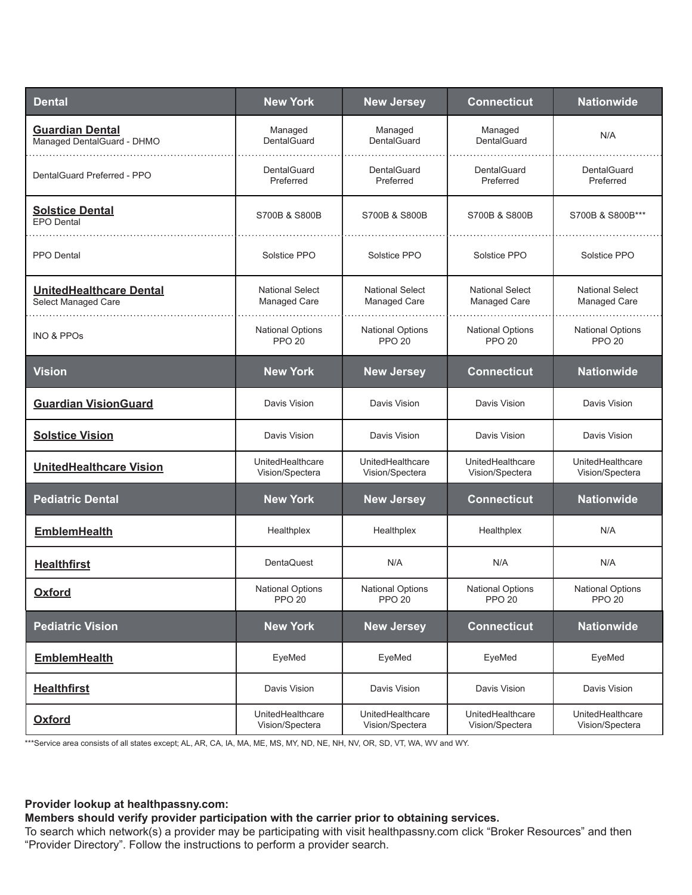| Dental | New York | New Jersey | Connecticut | Nationwide |
|---|---|---|---|---|
| **Guardian Dental** Managed DentalGuard - DHMO | Managed DentalGuard | Managed DentalGuard | Managed DentalGuard | N/A |
| DentalGuard Preferred - PPO | DentalGuard Preferred | DentalGuard Preferred | DentalGuard Preferred | DentalGuard Preferred |
| **Solstice Dental** EPO Dental | S700B & S800B | S700B & S800B | S700B & S800B | S700B & S800B*** |
| PPO Dental | Solstice PPO | Solstice PPO | Solstice PPO | Solstice PPO |
| **UnitedHealthcare Dental** Select Managed Care | National Select Managed Care | National Select Managed Care | National Select Managed Care | National Select Managed Care |
| INO & PPOs | National Options PPO 20 | National Options PPO 20 | National Options PPO 20 | National Options PPO 20 |
| **Vision** | **New York** | **New Jersey** | **Connecticut** | **Nationwide** |
| **Guardian VisionGuard** | Davis Vision | Davis Vision | Davis Vision | Davis Vision |
| **Solstice Vision** | Davis Vision | Davis Vision | Davis Vision | Davis Vision |
| **UnitedHealthcare Vision** | UnitedHealthcare Vision/Spectera | UnitedHealthcare Vision/Spectera | UnitedHealthcare Vision/Spectera | UnitedHealthcare Vision/Spectera |
| **Pediatric Dental** | **New York** | **New Jersey** | **Connecticut** | **Nationwide** |
| **EmblemHealth** | Healthplex | Healthplex | Healthplex | N/A |
| **Healthfirst** | DentaQuest | N/A | N/A | N/A |
| **Oxford** | National Options PPO 20 | National Options PPO 20 | National Options PPO 20 | National Options PPO 20 |
| **Pediatric Vision** | **New York** | **New Jersey** | **Connecticut** | **Nationwide** |
| **EmblemHealth** | EyeMed | EyeMed | EyeMed | EyeMed |
| **Healthfirst** | Davis Vision | Davis Vision | Davis Vision | Davis Vision |
| **Oxford** | UnitedHealthcare Vision/Spectera | UnitedHealthcare Vision/Spectera | UnitedHealthcare Vision/Spectera | UnitedHealthcare Vision/Spectera |

***Service area consists of all states except; AL, AR, CA, IA, MA, ME, MS, MY, ND, NE, NH, NV, OR, SD, VT, WA, WV and WY.

**Provider lookup at healthpassny.com:**
**Members should verify provider participation with the carrier prior to obtaining services.**
To search which network(s) a provider may be participating with visit healthpassny.com click "Broker Resources" and then "Provider Directory". Follow the instructions to perform a provider search.